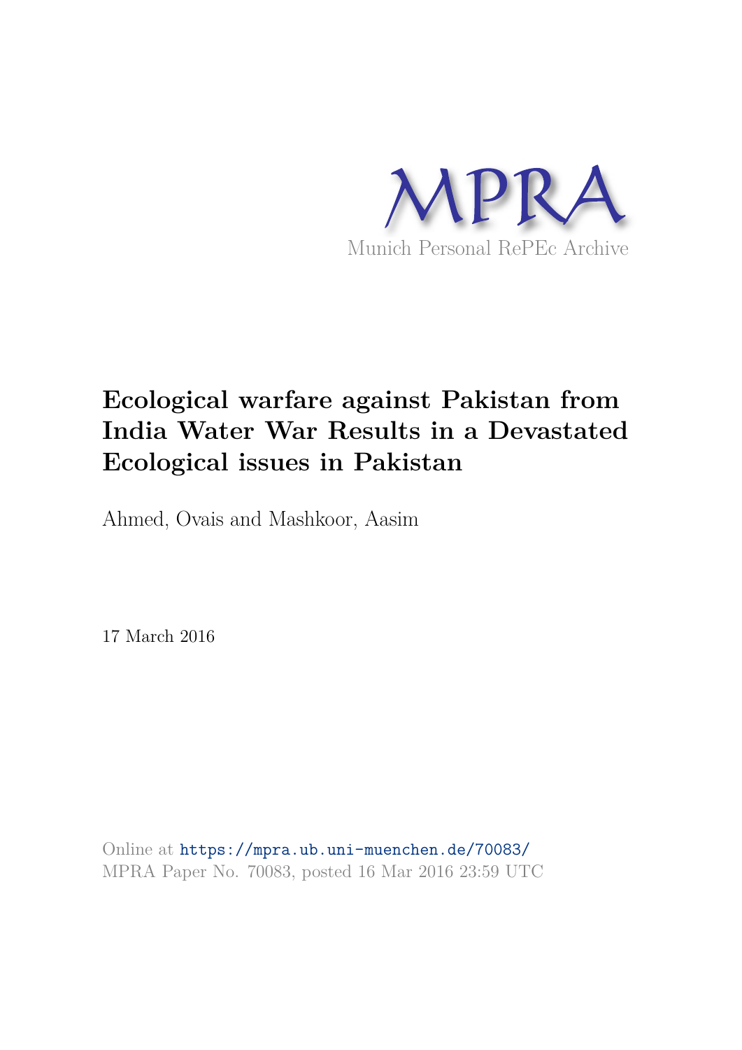MPRA

Munich Personal RePEc Archive

# Ecological warfare against Pakistan from India Water War Results in a Devastated Ecological issues in Pakistan

Ahmed, Ovais and Mashkoor, Aasim

17 March 2016

Online at https://mpra.ub.uni-muenchen.de/70083/
MPRA Paper No. 70083, posted 16 Mar 2016 23:59 UTC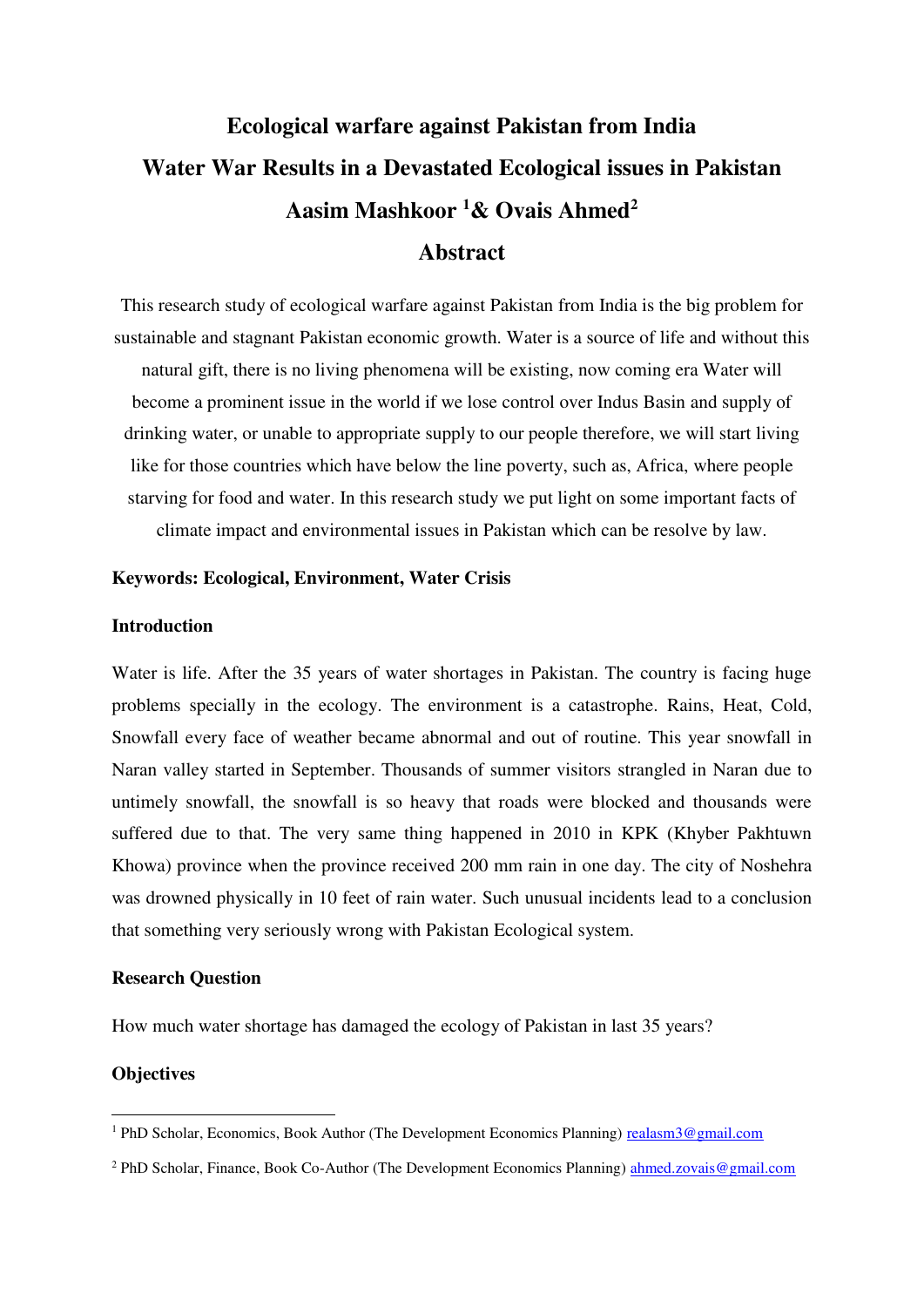# Ecological warfare against Pakistan from India

# Water War Results in a Devastated Ecological issues in Pakistan

**Aasim Mashkoor [1] & Ovais Ahmed [2]**

## Abstract

This research study of ecological warfare against Pakistan from India is the big problem for sustainable and stagnant Pakistan economic growth. Water is a source of life and without this natural gift, there is no living phenomena will be existing, now coming era Water will become a prominent issue in the world if we lose control over Indus Basin and supply of drinking water, or unable to appropriate supply to our people therefore, we will start living like for those countries which have below the line poverty, such as, Africa, where people starving for food and water. In this research study we put light on some important facts of climate impact and environmental issues in Pakistan which can be resolve by law.

**Keywords: Ecological, Environment, Water Crisis**

### Introduction

Water is life. After the 35 years of water shortages in Pakistan. The country is facing huge problems specially in the ecology. The environment is a catastrophe. Rains, Heat, Cold, Snowfall every face of weather became abnormal and out of routine. This year snowfall in Naran valley started in September. Thousands of summer visitors strangled in Naran due to untimely snowfall, the snowfall is so heavy that roads were blocked and thousands were suffered due to that. The very same thing happened in 2010 in KPK (Khyber Pakhtuwn Khowa) province when the province received 200 mm rain in one day. The city of Noshehra was drowned physically in 10 feet of rain water. Such unusual incidents lead to a conclusion that something very seriously wrong with Pakistan Ecological system.

### Research Question

How much water shortage has damaged the ecology of Pakistan in last 35 years?

### Objectives

---

[1] PhD Scholar, Economics, Book Author (The Development Economics Planning) realasm3@gmail.com

[2] PhD Scholar, Finance, Book Co-Author (The Development Economics Planning) ahmed.zovais@gmail.com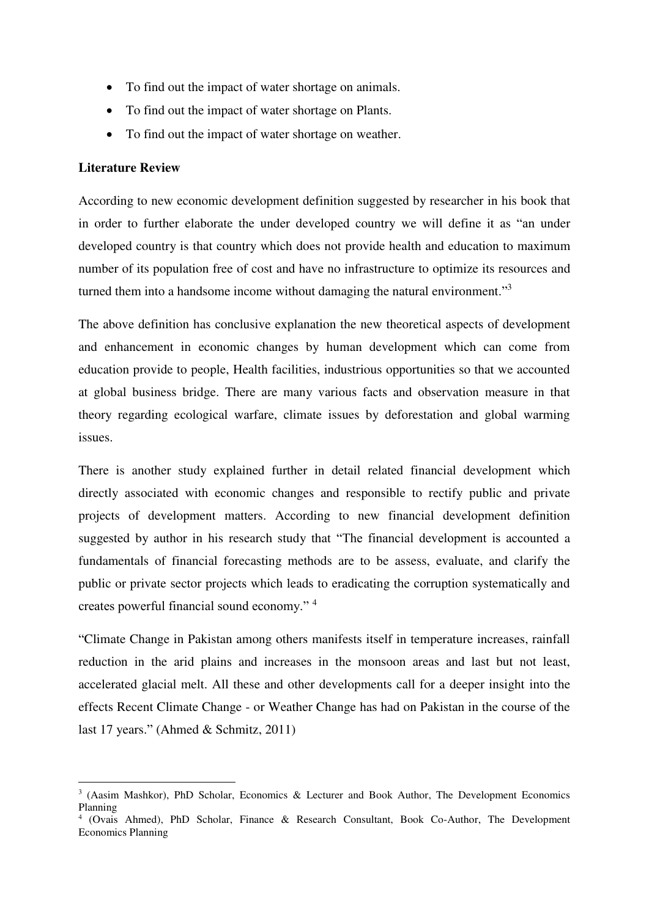- To find out the impact of water shortage on animals.
- To find out the impact of water shortage on Plants.
- To find out the impact of water shortage on weather.

**Literature Review**

According to new economic development definition suggested by researcher in his book that in order to further elaborate the under developed country we will define it as "an under developed country is that country which does not provide health and education to maximum number of its population free of cost and have no infrastructure to optimize its resources and turned them into a handsome income without damaging the natural environment."[3]

The above definition has conclusive explanation the new theoretical aspects of development and enhancement in economic changes by human development which can come from education provide to people, Health facilities, industrious opportunities so that we accounted at global business bridge. There are many various facts and observation measure in that theory regarding ecological warfare, climate issues by deforestation and global warming issues.

There is another study explained further in detail related financial development which directly associated with economic changes and responsible to rectify public and private projects of development matters. According to new financial development definition suggested by author in his research study that "The financial development is accounted a fundamentals of financial forecasting methods are to be assess, evaluate, and clarify the public or private sector projects which leads to eradicating the corruption systematically and creates powerful financial sound economy." [4]

"Climate Change in Pakistan among others manifests itself in temperature increases, rainfall reduction in the arid plains and increases in the monsoon areas and last but not least, accelerated glacial melt. All these and other developments call for a deeper insight into the effects Recent Climate Change - or Weather Change has had on Pakistan in the course of the last 17 years." (Ahmed & Schmitz, 2011)

---

[3] (Aasim Mashkor), PhD Scholar, Economics & Lecturer and Book Author, The Development Economics Planning

[4] (Ovais Ahmed), PhD Scholar, Finance & Research Consultant, Book Co-Author, The Development Economics Planning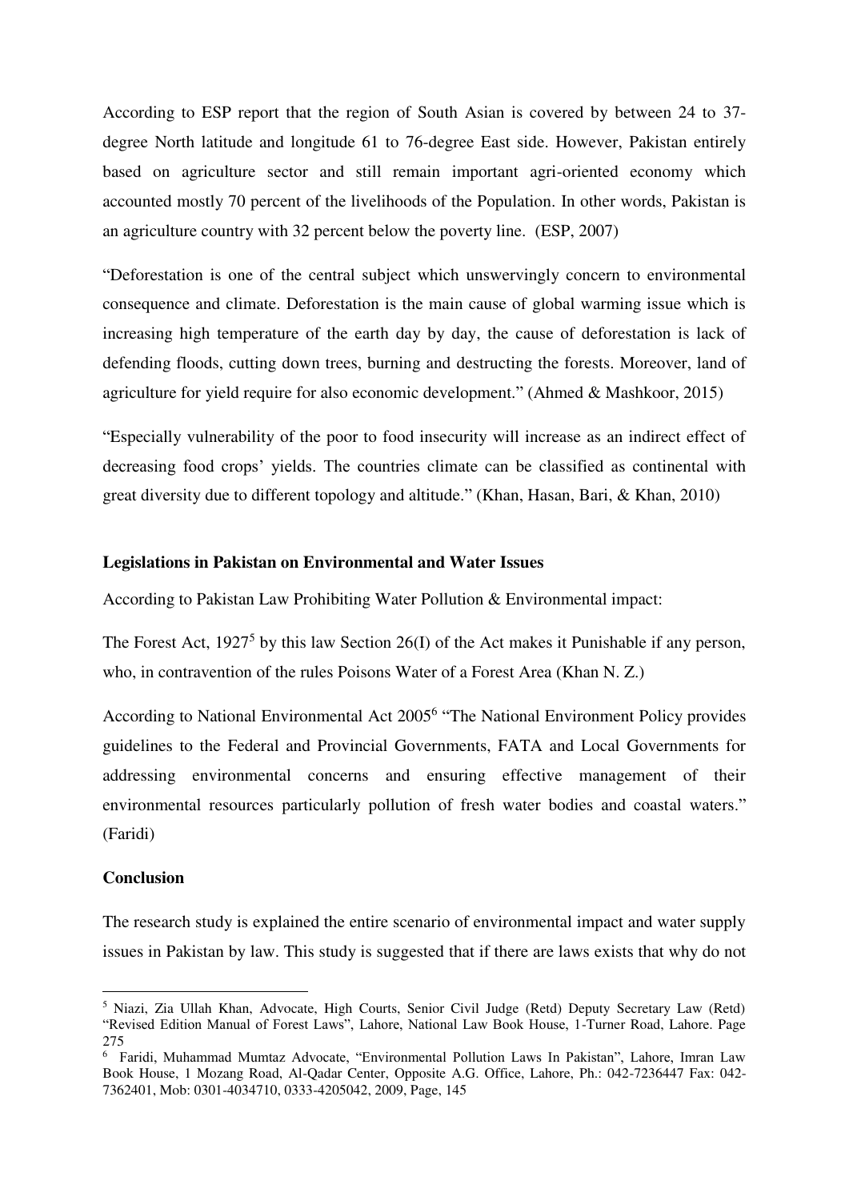According to ESP report that the region of South Asian is covered by between 24 to 37-degree North latitude and longitude 61 to 76-degree East side. However, Pakistan entirely based on agriculture sector and still remain important agri-oriented economy which accounted mostly 70 percent of the livelihoods of the Population. In other words, Pakistan is an agriculture country with 32 percent below the poverty line. (ESP, 2007)

"Deforestation is one of the central subject which unswervingly concern to environmental consequence and climate. Deforestation is the main cause of global warming issue which is increasing high temperature of the earth day by day, the cause of deforestation is lack of defending floods, cutting down trees, burning and destructing the forests. Moreover, land of agriculture for yield require for also economic development." (Ahmed & Mashkoor, 2015)

"Especially vulnerability of the poor to food insecurity will increase as an indirect effect of decreasing food crops' yields. The countries climate can be classified as continental with great diversity due to different topology and altitude." (Khan, Hasan, Bari, & Khan, 2010)

**Legislations in Pakistan on Environmental and Water Issues**

According to Pakistan Law Prohibiting Water Pollution & Environmental impact:

The Forest Act, 1927[5] by this law Section 26(I) of the Act makes it Punishable if any person, who, in contravention of the rules Poisons Water of a Forest Area (Khan N. Z.)

According to National Environmental Act 2005[6] "The National Environment Policy provides guidelines to the Federal and Provincial Governments, FATA and Local Governments for addressing environmental concerns and ensuring effective management of their environmental resources particularly pollution of fresh water bodies and coastal waters." (Faridi)

**Conclusion**

The research study is explained the entire scenario of environmental impact and water supply issues in Pakistan by law. This study is suggested that if there are laws exists that why do not

---

[5] Niazi, Zia Ullah Khan, Advocate, High Courts, Senior Civil Judge (Retd) Deputy Secretary Law (Retd) "Revised Edition Manual of Forest Laws", Lahore, National Law Book House, 1-Turner Road, Lahore. Page 275

[6] Faridi, Muhammad Mumtaz Advocate, "Environmental Pollution Laws In Pakistan", Lahore, Imran Law Book House, 1 Mozang Road, Al-Qadar Center, Opposite A.G. Office, Lahore, Ph.: 042-7236447 Fax: 042-7362401, Mob: 0301-4034710, 0333-4205042, 2009, Page, 145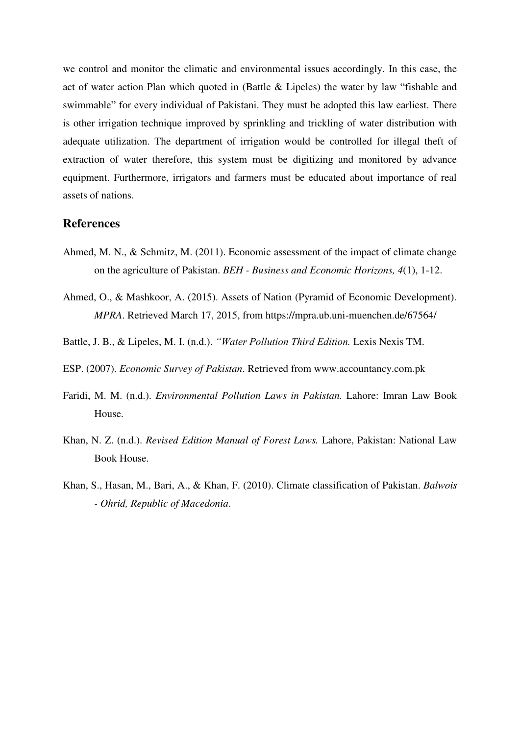we control and monitor the climatic and environmental issues accordingly. In this case, the act of water action Plan which quoted in (Battle & Lipeles) the water by law "fishable and swimmable" for every individual of Pakistani. They must be adopted this law earliest. There is other irrigation technique improved by sprinkling and trickling of water distribution with adequate utilization. The department of irrigation would be controlled for illegal theft of extraction of water therefore, this system must be digitizing and monitored by advance equipment. Furthermore, irrigators and farmers must be educated about importance of real assets of nations.

## References

Ahmed, M. N., & Schmitz, M. (2011). Economic assessment of the impact of climate change on the agriculture of Pakistan. *BEH - Business and Economic Horizons, 4*(1), 1-12.

Ahmed, O., & Mashkoor, A. (2015). Assets of Nation (Pyramid of Economic Development). *MPRA*. Retrieved March 17, 2015, from https://mpra.ub.uni-muenchen.de/67564/

Battle, J. B., & Lipeles, M. I. (n.d.). *"Water Pollution Third Edition.* Lexis Nexis TM.

ESP. (2007). *Economic Survey of Pakistan*. Retrieved from www.accountancy.com.pk

Faridi, M. M. (n.d.). *Environmental Pollution Laws in Pakistan.* Lahore: Imran Law Book House.

Khan, N. Z. (n.d.). *Revised Edition Manual of Forest Laws.* Lahore, Pakistan: National Law Book House.

Khan, S., Hasan, M., Bari, A., & Khan, F. (2010). Climate classification of Pakistan. *Balwois - Ohrid, Republic of Macedonia*.